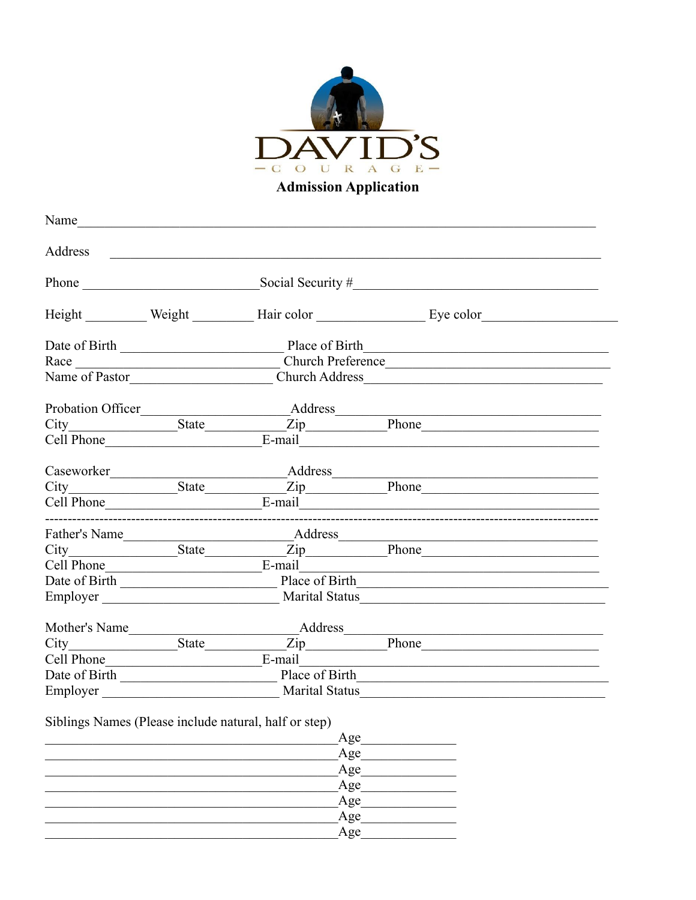DAVID'S

— C O U R A G E —

# Admission Application

Name_______________________________________________________________________

Address ____________________________________________________________________

Phone _________________________ Social Security #__________________________________

Height _________ Weight _________ Hair color _______________ Eye color___________________

Date of Birth _______________________ Place of Birth__________________________________
Race ______________________________ Church Preference________________________________
Name of Pastor____________________ Church Address__________________________________

Probation Officer_____________________ Address_______________________________________
City_______________ State____________ Zip___________ Phone__________________________
Cell Phone_______________________ E-mail_________________________________________

Caseworker_________________________ Address_______________________________________
City_______________ State____________ Zip___________ Phone__________________________
Cell Phone_______________________ E-mail_________________________________________

---

Father's Name_______________________ Address______________________________________
City_______________ State____________ Zip___________ Phone__________________________
Cell Phone_______________________ E-mail_________________________________________
Date of Birth ______________________ Place of Birth___________________________________
Employer _________________________ Marital Status__________________________________

Mother's Name_______________________ Address______________________________________
City_______________ State____________ Zip___________ Phone__________________________
Cell Phone_______________________ E-mail_________________________________________
Date of Birth ______________________ Place of Birth___________________________________
Employer _________________________ Marital Status__________________________________

Siblings Names (Please include natural, half or step)

_____________________________________________ Age______________
_____________________________________________ Age______________
_____________________________________________ Age______________
_____________________________________________ Age______________
_____________________________________________ Age______________
_____________________________________________ Age______________
_____________________________________________ Age______________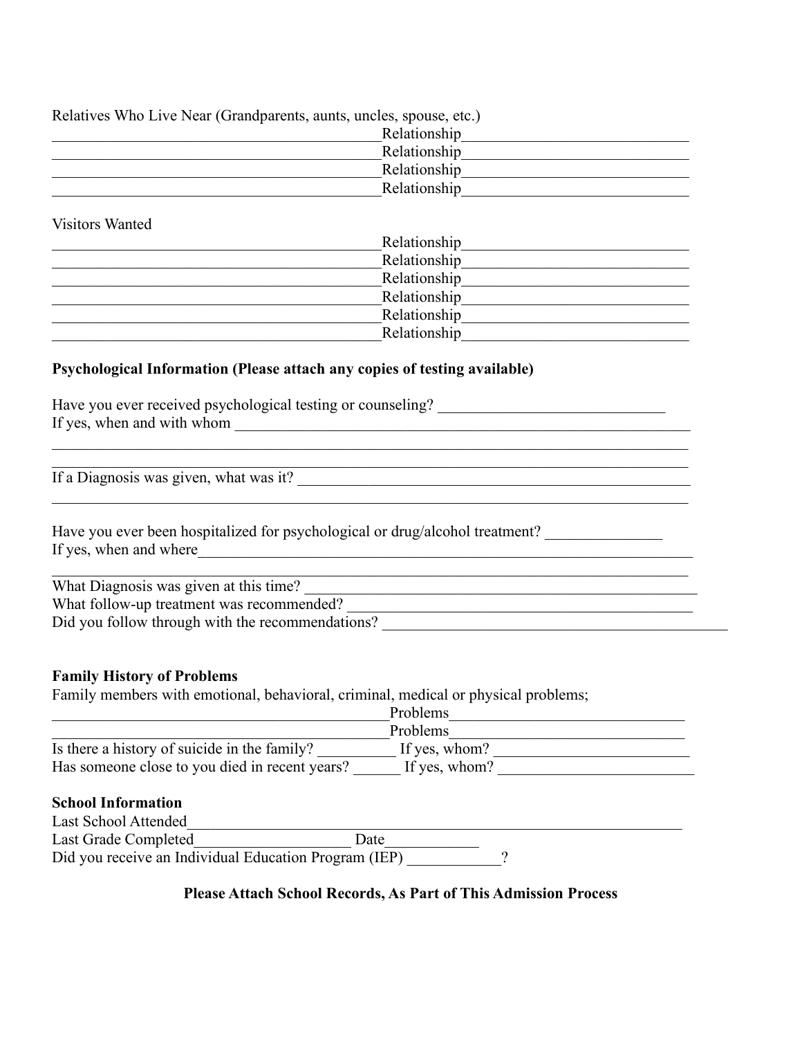Relatives Who Live Near (Grandparents, aunts, uncles, spouse, etc.)

____________________________________________Relationship____________________________
____________________________________________Relationship____________________________
____________________________________________Relationship____________________________
____________________________________________Relationship____________________________

Visitors Wanted

____________________________________________Relationship____________________________
____________________________________________Relationship____________________________
____________________________________________Relationship____________________________
____________________________________________Relationship____________________________
____________________________________________Relationship____________________________
____________________________________________Relationship____________________________

**Psychological Information (Please attach any copies of testing available)**

Have you ever received psychological testing or counseling? ______________________________
If yes, when and with whom ____________________________________________________________
______________________________________________________________________________________
______________________________________________________________________________________
If a Diagnosis was given, what was it? ________________________________________________
______________________________________________________________________________________

Have you ever been hospitalized for psychological or drug/alcohol treatment? _______________
If yes, when and where_________________________________________________________________
______________________________________________________________________________________
What Diagnosis was given at this time? ________________________________________________
What follow-up treatment was recommended? ____________________________________________
Did you follow through with the recommendations? ______________________________________

**Family History of Problems**

Family members with emotional, behavioral, criminal, medical or physical problems;

____________________________________________Problems____________________________
____________________________________________Problems____________________________
Is there a history of suicide in the family? __________ If yes, whom? __________________________
Has someone close to you died in recent years? ______ If yes, whom? __________________________

**School Information**

Last School Attended_____________________________________________________________________
Last Grade Completed____________________ Date____________
Did you receive an Individual Education Program (IEP) ____________?

**Please Attach School Records, As Part of This Admission Process**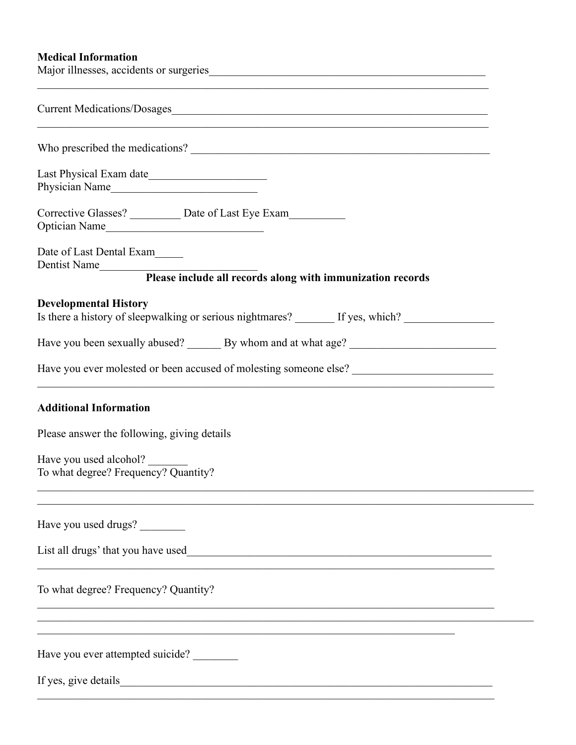**Medical Information**

Major illnesses, accidents or surgeries___________________________________________________
_____________________________________________________________________________

Current Medications/Dosages_______________________________________________________
_____________________________________________________________________________

Who prescribed the medications? ____________________________________________________

Last Physical Exam date____________________
Physician Name_________________________

Corrective Glasses? _________ Date of Last Eye Exam_________
Optician Name___________________________

Date of Last Dental Exam_____
Dentist Name___________________________

**Please include all records along with immunization records**

**Developmental History**

Is there a history of sleepwalking or serious nightmares? _______ If yes, which? _______________

Have you been sexually abused? ______ By whom and at what age? __________________________

Have you ever molested or been accused of molesting someone else? _________________________
_____________________________________________________________________________

**Additional Information**

Please answer the following, giving details

Have you used alcohol? _______
To what degree? Frequency? Quantity?
_____________________________________________________________________________
_____________________________________________________________________________

Have you used drugs? ________

List all drugs' that you have used____________________________________________________
_____________________________________________________________________________

To what degree? Frequency? Quantity?
_____________________________________________________________________________
_____________________________________________________________________________
_____________________________________________________________________________

Have you ever attempted suicide? ________

If yes, give details_________________________________________________________________
_____________________________________________________________________________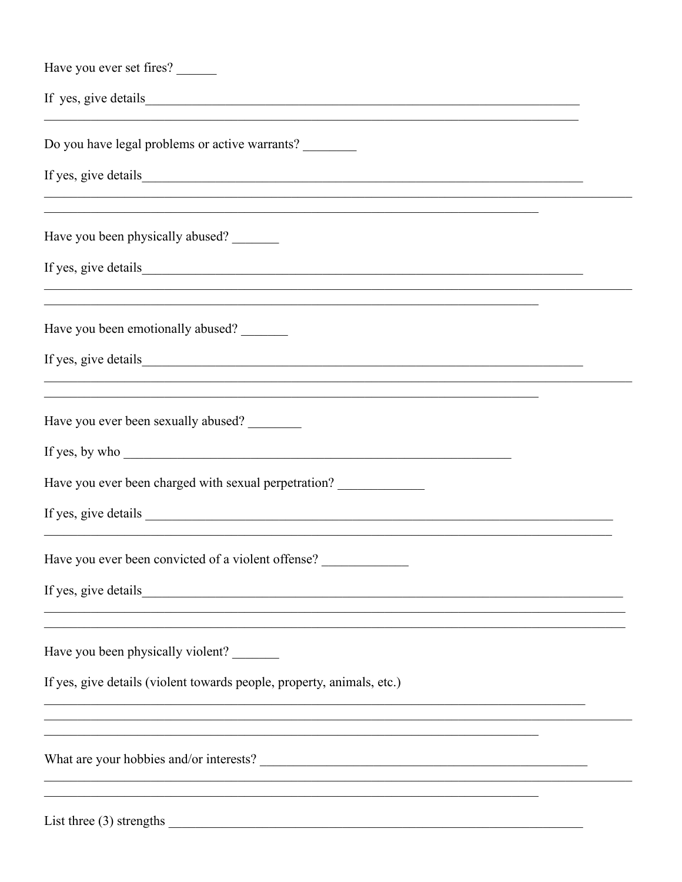Have you ever set fires? ______

If yes, give details______________________________________________________________________

_________________________________________________________________________________________

Do you have legal problems or active warrants? ________

If yes, give details______________________________________________________________________

_________________________________________________________________________________________

_________________________________________________________________________________________

Have you been physically abused? _______

If yes, give details______________________________________________________________________

_________________________________________________________________________________________

_________________________________________________________________________________________

Have you been emotionally abused? _______

If yes, give details______________________________________________________________________

_________________________________________________________________________________________

_________________________________________________________________________________________

Have you ever been sexually abused? ________

If yes, by who ___________________________________________________________

Have you ever been charged with sexual perpetration? _____________

If yes, give details ______________________________________________________________________

_________________________________________________________________________________________

Have you ever been convicted of a violent offense? _____________

If yes, give details______________________________________________________________________

_________________________________________________________________________________________

_________________________________________________________________________________________

Have you been physically violent? _______

If yes, give details (violent towards people, property, animals, etc.)

_________________________________________________________________________________________

_________________________________________________________________________________________

_________________________________________________________________________________________

What are your hobbies and/or interests? ___________________________________________________

_________________________________________________________________________________________

_________________________________________________________________________________________

List three (3) strengths _________________________________________________________________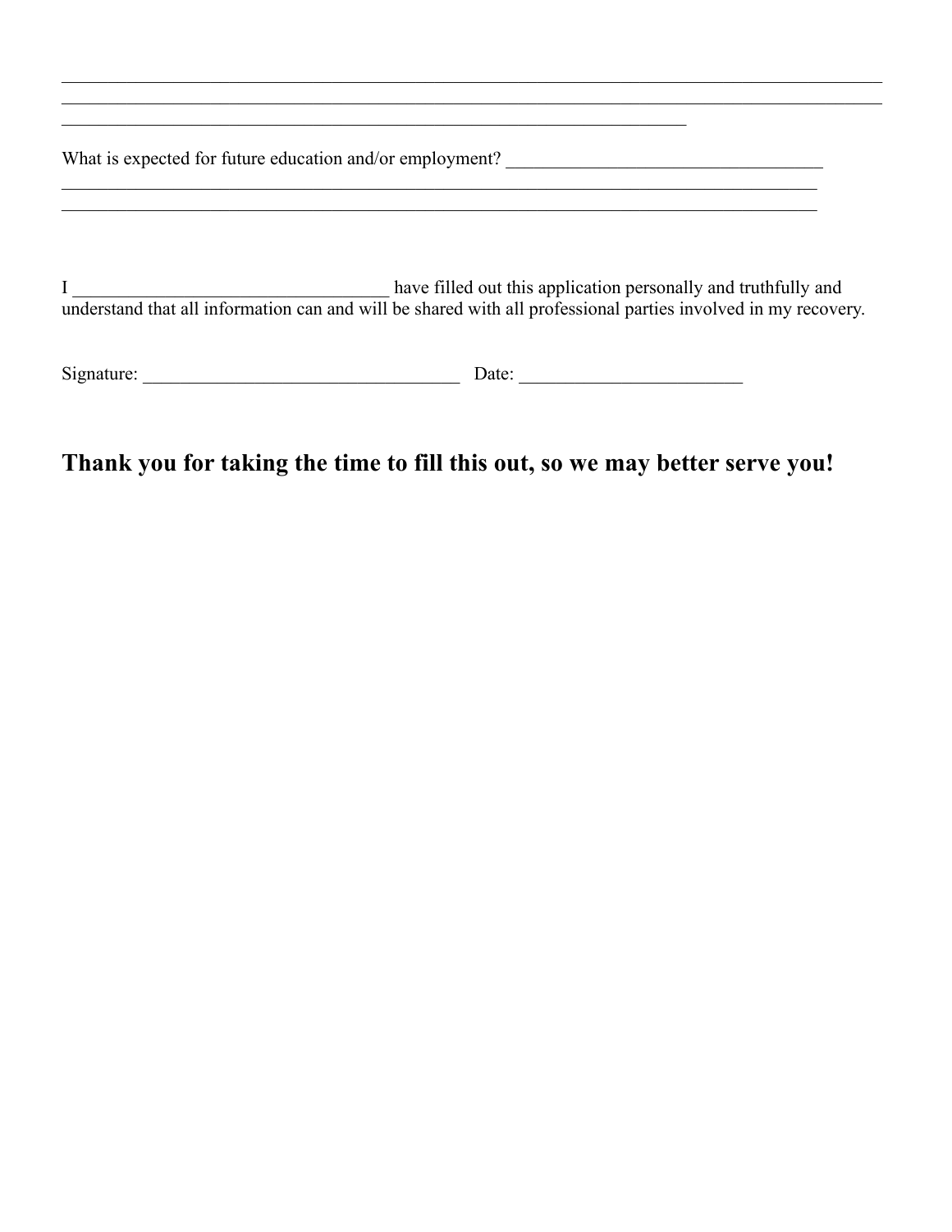\_\_\_\_\_\_\_\_\_\_\_\_\_\_\_\_\_\_\_\_\_\_\_\_\_\_\_\_\_\_\_\_\_\_\_\_\_\_\_\_\_\_\_\_\_\_\_\_\_\_\_\_\_\_\_\_\_\_\_\_\_\_\_\_\_\_\_\_\_\_\_\_\_\_\_\_\_\_\_\_\_\_\_\_\_\_\_\_\_\_
\_\_\_\_\_\_\_\_\_\_\_\_\_\_\_\_\_\_\_\_\_\_\_\_\_\_\_\_\_\_\_\_\_\_\_\_\_\_\_\_\_\_\_\_\_\_\_\_\_\_\_\_\_\_\_\_\_\_\_\_\_\_\_\_\_\_\_\_\_\_\_\_\_\_\_\_\_\_\_\_\_\_\_\_\_\_\_\_\_\_
\_\_\_\_\_\_\_\_\_\_\_\_\_\_\_\_\_\_\_\_\_\_\_\_\_\_\_\_\_\_\_\_\_\_\_\_\_\_\_\_\_\_\_\_\_\_\_\_\_\_\_\_\_\_\_\_\_\_\_\_\_\_\_\_\_\_\_\_\_\_

What is expected for future education and/or employment? \_\_\_\_\_\_\_\_\_\_\_\_\_\_\_\_\_\_\_\_\_\_\_\_\_\_\_\_\_\_\_\_\_\_\_
\_\_\_\_\_\_\_\_\_\_\_\_\_\_\_\_\_\_\_\_\_\_\_\_\_\_\_\_\_\_\_\_\_\_\_\_\_\_\_\_\_\_\_\_\_\_\_\_\_\_\_\_\_\_\_\_\_\_\_\_\_\_\_\_\_\_\_\_\_\_\_\_\_\_\_\_\_\_\_\_\_\_\_\_\_
\_\_\_\_\_\_\_\_\_\_\_\_\_\_\_\_\_\_\_\_\_\_\_\_\_\_\_\_\_\_\_\_\_\_\_\_\_\_\_\_\_\_\_\_\_\_\_\_\_\_\_\_\_\_\_\_\_\_\_\_\_\_\_\_\_\_\_\_\_\_\_\_\_\_\_\_\_\_\_\_\_\_\_\_\_

I \_\_\_\_\_\_\_\_\_\_\_\_\_\_\_\_\_\_\_\_\_\_\_\_\_\_\_\_\_\_\_\_\_\_\_ have filled out this application personally and truthfully and understand that all information can and will be shared with all professional parties involved in my recovery.

Signature: \_\_\_\_\_\_\_\_\_\_\_\_\_\_\_\_\_\_\_\_\_\_\_\_\_\_\_\_\_\_\_\_\_\_\_ Date: \_\_\_\_\_\_\_\_\_\_\_\_\_\_\_\_\_\_\_\_\_\_\_\_\_

## **Thank you for taking the time to fill this out, so we may better serve you!**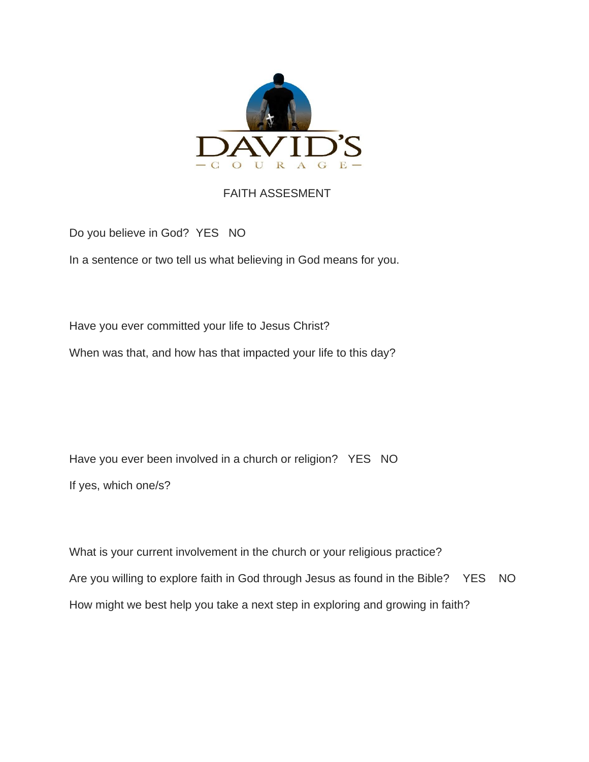DAVID'S

—C O U R A G E—

# FAITH ASSESMENT

Do you believe in God? YES NO

In a sentence or two tell us what believing in God means for you.

Have you ever committed your life to Jesus Christ?

When was that, and how has that impacted your life to this day?

Have you ever been involved in a church or religion? YES NO

If yes, which one/s?

What is your current involvement in the church or your religious practice?

Are you willing to explore faith in God through Jesus as found in the Bible? YES NO

How might we best help you take a next step in exploring and growing in faith?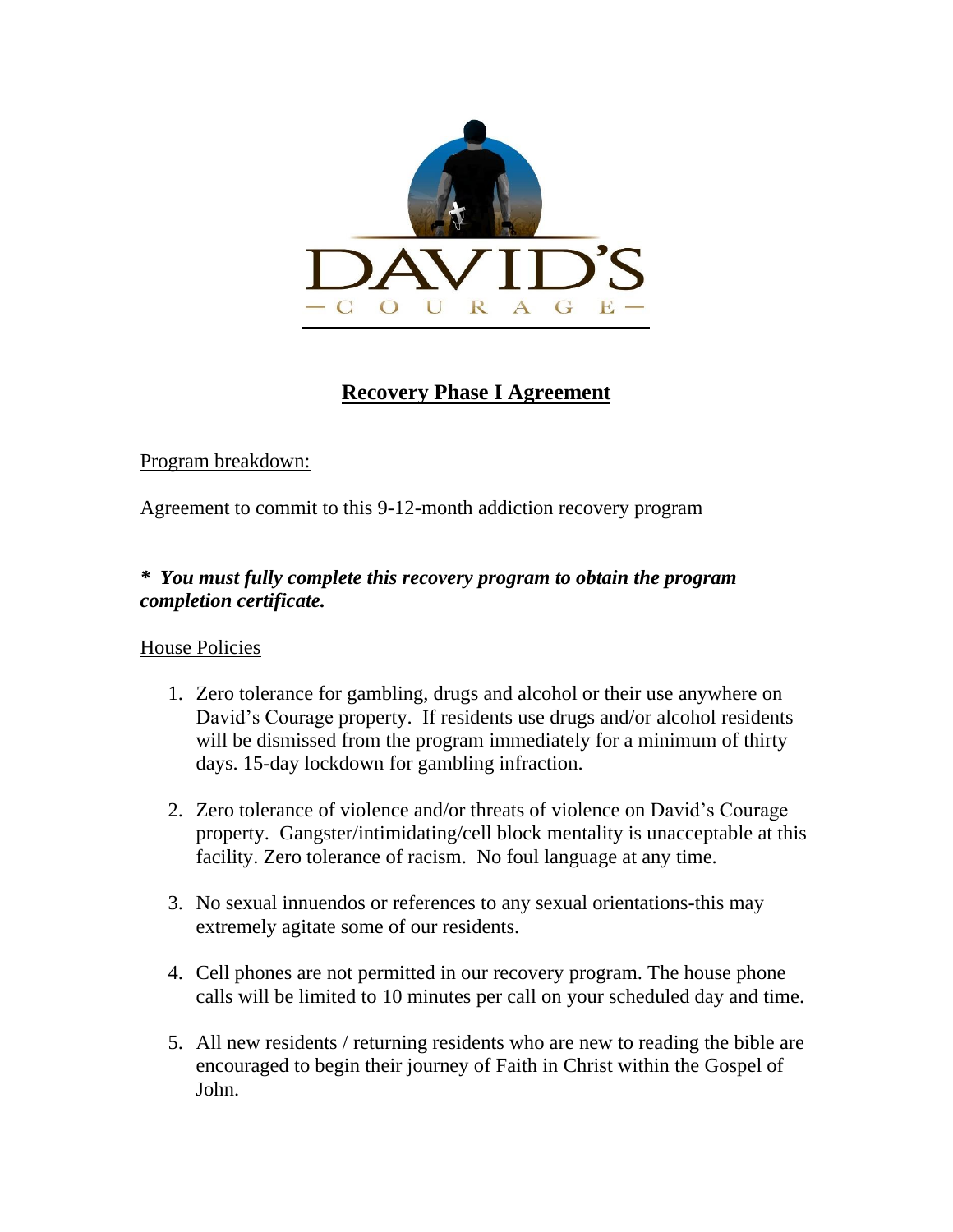DAVID'S

— C O U R A G E —

# Recovery Phase I Agreement

Program breakdown:

Agreement to commit to this 9-12-month addiction recovery program

***\*  You must fully complete this recovery program to obtain the program completion certificate.***

House Policies

1. Zero tolerance for gambling, drugs and alcohol or their use anywhere on David's Courage property. If residents use drugs and/or alcohol residents will be dismissed from the program immediately for a minimum of thirty days. 15-day lockdown for gambling infraction.

2. Zero tolerance of violence and/or threats of violence on David's Courage property. Gangster/intimidating/cell block mentality is unacceptable at this facility. Zero tolerance of racism. No foul language at any time.

3. No sexual innuendos or references to any sexual orientations-this may extremely agitate some of our residents.

4. Cell phones are not permitted in our recovery program. The house phone calls will be limited to 10 minutes per call on your scheduled day and time.

5. All new residents / returning residents who are new to reading the bible are encouraged to begin their journey of Faith in Christ within the Gospel of John.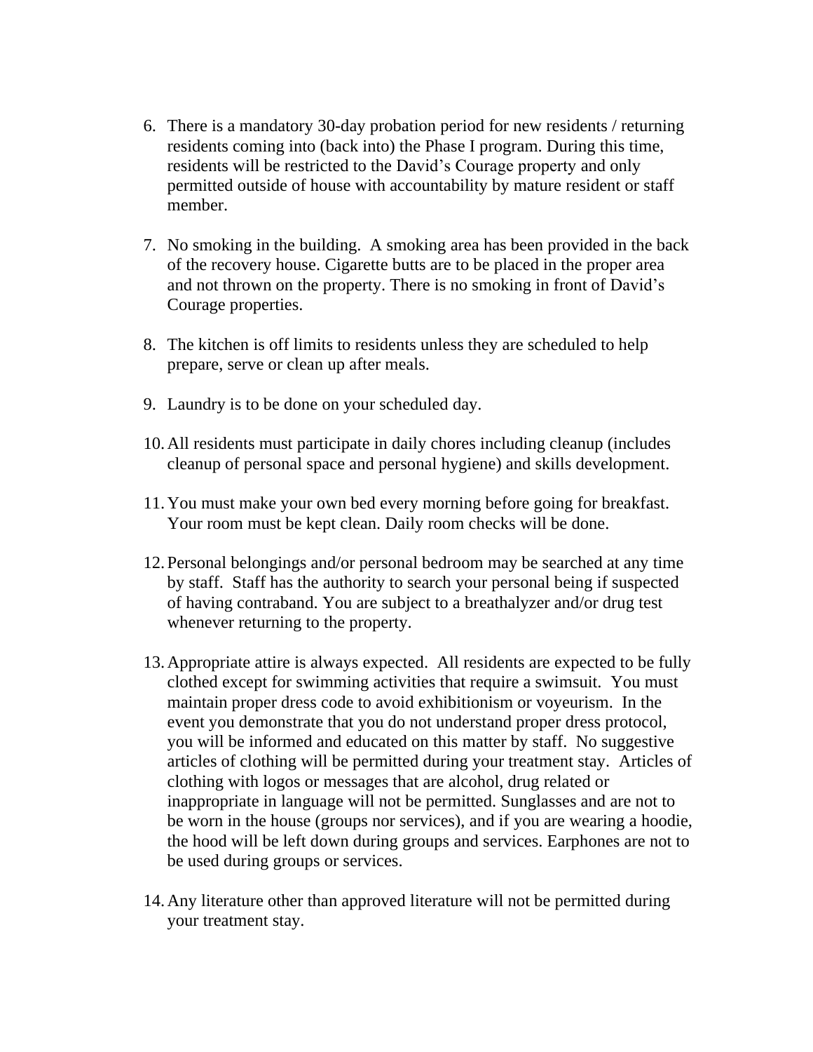6. There is a mandatory 30-day probation period for new residents / returning residents coming into (back into) the Phase I program. During this time, residents will be restricted to the David's Courage property and only permitted outside of house with accountability by mature resident or staff member.

7. No smoking in the building. A smoking area has been provided in the back of the recovery house. Cigarette butts are to be placed in the proper area and not thrown on the property. There is no smoking in front of David's Courage properties.

8. The kitchen is off limits to residents unless they are scheduled to help prepare, serve or clean up after meals.

9. Laundry is to be done on your scheduled day.

10. All residents must participate in daily chores including cleanup (includes cleanup of personal space and personal hygiene) and skills development.

11. You must make your own bed every morning before going for breakfast. Your room must be kept clean. Daily room checks will be done.

12. Personal belongings and/or personal bedroom may be searched at any time by staff. Staff has the authority to search your personal being if suspected of having contraband. You are subject to a breathalyzer and/or drug test whenever returning to the property.

13. Appropriate attire is always expected. All residents are expected to be fully clothed except for swimming activities that require a swimsuit. You must maintain proper dress code to avoid exhibitionism or voyeurism. In the event you demonstrate that you do not understand proper dress protocol, you will be informed and educated on this matter by staff. No suggestive articles of clothing will be permitted during your treatment stay. Articles of clothing with logos or messages that are alcohol, drug related or inappropriate in language will not be permitted. Sunglasses and are not to be worn in the house (groups nor services), and if you are wearing a hoodie, the hood will be left down during groups and services. Earphones are not to be used during groups or services.

14. Any literature other than approved literature will not be permitted during your treatment stay.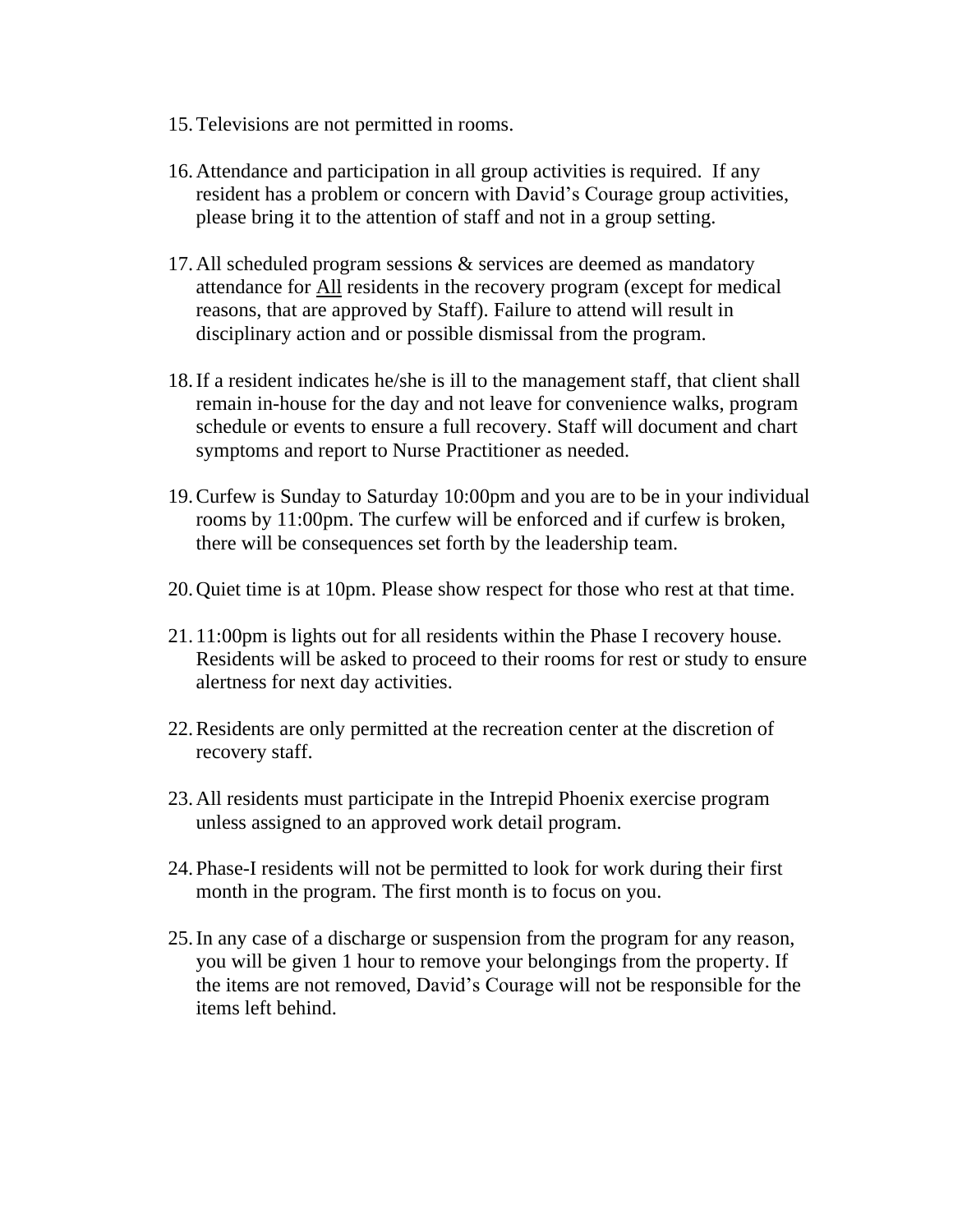15. Televisions are not permitted in rooms.

16. Attendance and participation in all group activities is required. If any resident has a problem or concern with David's Courage group activities, please bring it to the attention of staff and not in a group setting.

17. All scheduled program sessions & services are deemed as mandatory attendance for <u>All</u> residents in the recovery program (except for medical reasons, that are approved by Staff). Failure to attend will result in disciplinary action and or possible dismissal from the program.

18. If a resident indicates he/she is ill to the management staff, that client shall remain in-house for the day and not leave for convenience walks, program schedule or events to ensure a full recovery. Staff will document and chart symptoms and report to Nurse Practitioner as needed.

19. Curfew is Sunday to Saturday 10:00pm and you are to be in your individual rooms by 11:00pm. The curfew will be enforced and if curfew is broken, there will be consequences set forth by the leadership team.

20. Quiet time is at 10pm. Please show respect for those who rest at that time.

21. 11:00pm is lights out for all residents within the Phase I recovery house. Residents will be asked to proceed to their rooms for rest or study to ensure alertness for next day activities.

22. Residents are only permitted at the recreation center at the discretion of recovery staff.

23. All residents must participate in the Intrepid Phoenix exercise program unless assigned to an approved work detail program.

24. Phase-I residents will not be permitted to look for work during their first month in the program. The first month is to focus on you.

25. In any case of a discharge or suspension from the program for any reason, you will be given 1 hour to remove your belongings from the property. If the items are not removed, David's Courage will not be responsible for the items left behind.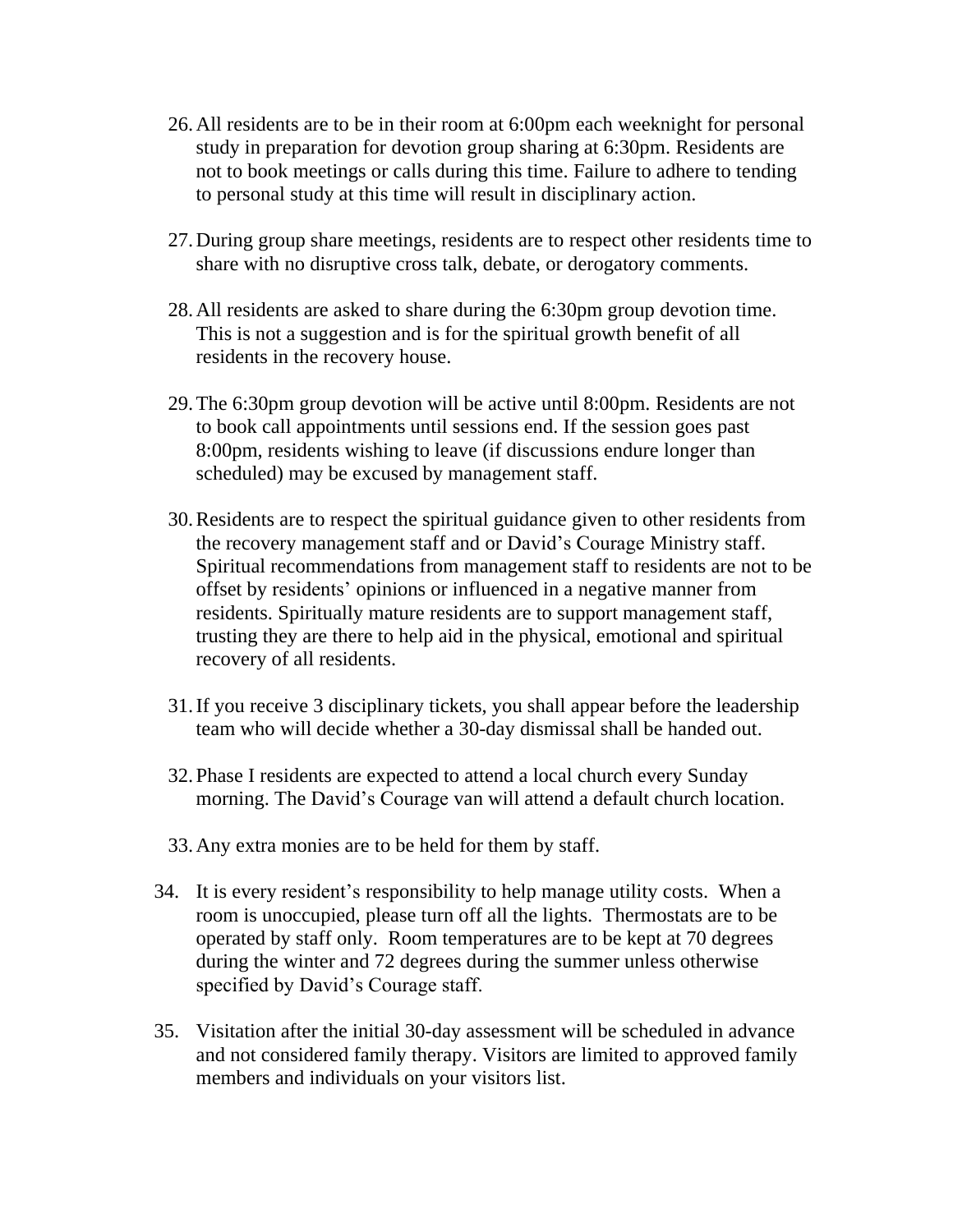26. All residents are to be in their room at 6:00pm each weeknight for personal study in preparation for devotion group sharing at 6:30pm. Residents are not to book meetings or calls during this time. Failure to adhere to tending to personal study at this time will result in disciplinary action.

27. During group share meetings, residents are to respect other residents time to share with no disruptive cross talk, debate, or derogatory comments.

28. All residents are asked to share during the 6:30pm group devotion time. This is not a suggestion and is for the spiritual growth benefit of all residents in the recovery house.

29. The 6:30pm group devotion will be active until 8:00pm. Residents are not to book call appointments until sessions end. If the session goes past 8:00pm, residents wishing to leave (if discussions endure longer than scheduled) may be excused by management staff.

30. Residents are to respect the spiritual guidance given to other residents from the recovery management staff and or David's Courage Ministry staff. Spiritual recommendations from management staff to residents are not to be offset by residents' opinions or influenced in a negative manner from residents. Spiritually mature residents are to support management staff, trusting they are there to help aid in the physical, emotional and spiritual recovery of all residents.

31. If you receive 3 disciplinary tickets, you shall appear before the leadership team who will decide whether a 30-day dismissal shall be handed out.

32. Phase I residents are expected to attend a local church every Sunday morning. The David's Courage van will attend a default church location.

33. Any extra monies are to be held for them by staff.

34. It is every resident's responsibility to help manage utility costs. When a room is unoccupied, please turn off all the lights. Thermostats are to be operated by staff only. Room temperatures are to be kept at 70 degrees during the winter and 72 degrees during the summer unless otherwise specified by David's Courage staff.

35. Visitation after the initial 30-day assessment will be scheduled in advance and not considered family therapy. Visitors are limited to approved family members and individuals on your visitors list.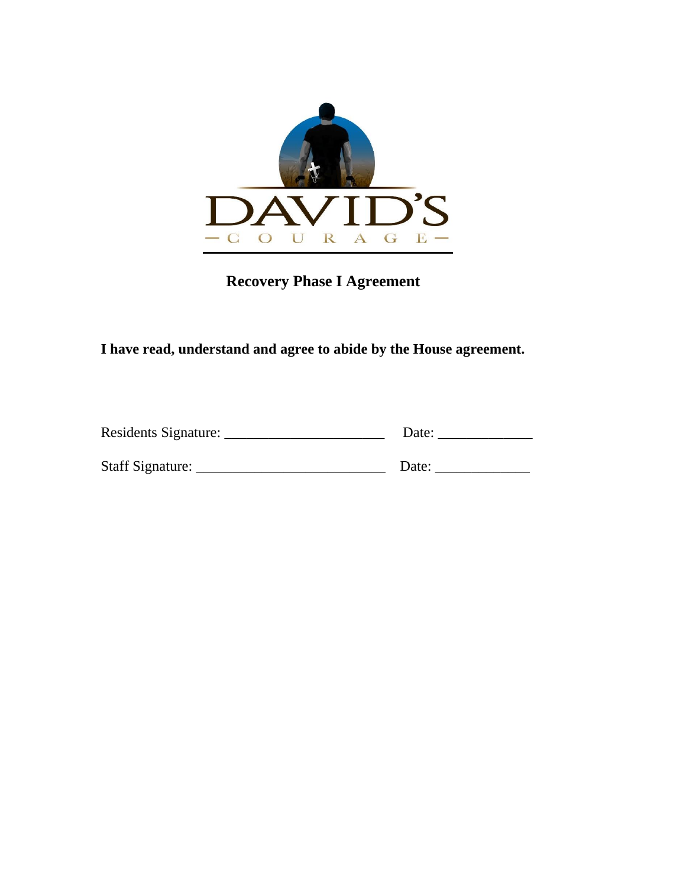DAVID'S

— C O U R A G E —

**Recovery Phase I Agreement**

**I have read, understand and agree to abide by the House agreement.**

Residents Signature: _______________________ Date: _____________

Staff Signature: ___________________________ Date: _____________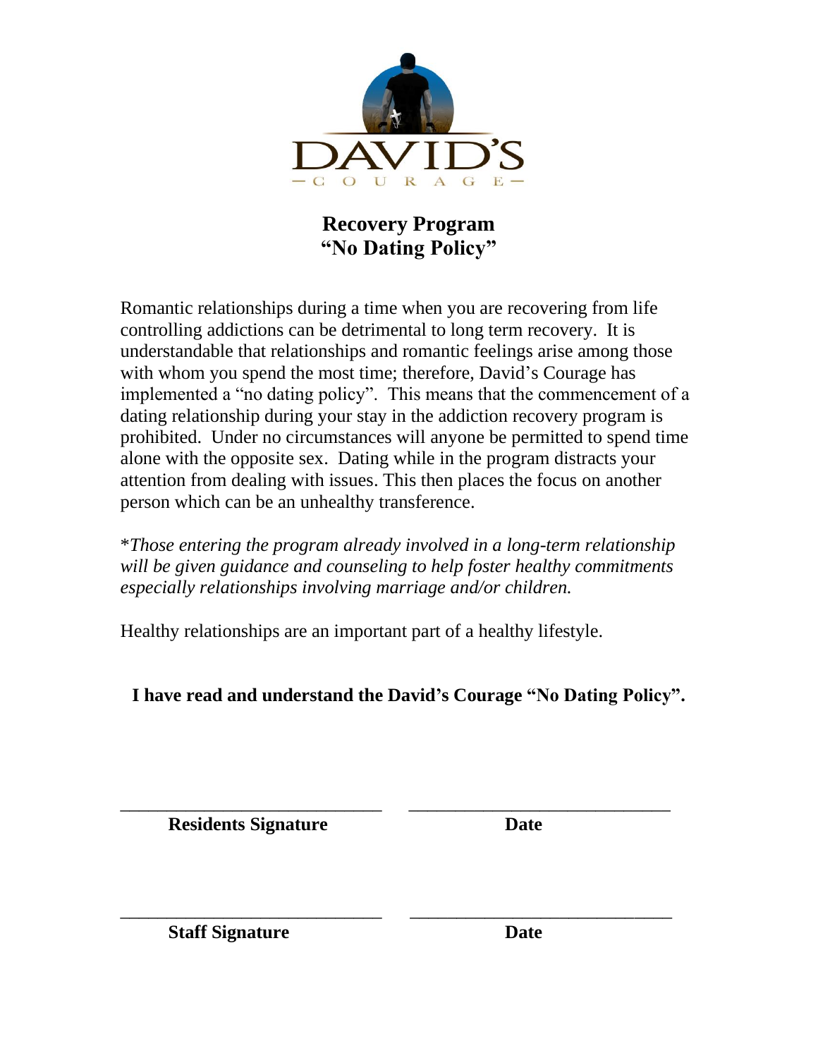DAVID'S
— C O U R A G E —

## Recovery Program
## "No Dating Policy"

Romantic relationships during a time when you are recovering from life controlling addictions can be detrimental to long term recovery. It is understandable that relationships and romantic feelings arise among those with whom you spend the most time; therefore, David's Courage has implemented a "no dating policy". This means that the commencement of a dating relationship during your stay in the addiction recovery program is prohibited. Under no circumstances will anyone be permitted to spend time alone with the opposite sex. Dating while in the program distracts your attention from dealing with issues. This then places the focus on another person which can be an unhealthy transference.

*\*Those entering the program already involved in a long-term relationship will be given guidance and counseling to help foster healthy commitments especially relationships involving marriage and/or children.*

Healthy relationships are an important part of a healthy lifestyle.

**I have read and understand the David's Courage "No Dating Policy".**

\_\_\_\_\_\_\_\_\_\_\_\_\_\_\_\_\_\_\_\_\_\_\_\_\_\_\_\_ \_\_\_\_\_\_\_\_\_\_\_\_\_\_\_\_\_\_\_\_\_\_\_\_\_\_\_\_

**Residents Signature** **Date**

\_\_\_\_\_\_\_\_\_\_\_\_\_\_\_\_\_\_\_\_\_\_\_\_\_\_\_\_ \_\_\_\_\_\_\_\_\_\_\_\_\_\_\_\_\_\_\_\_\_\_\_\_\_\_\_\_

**Staff Signature** **Date**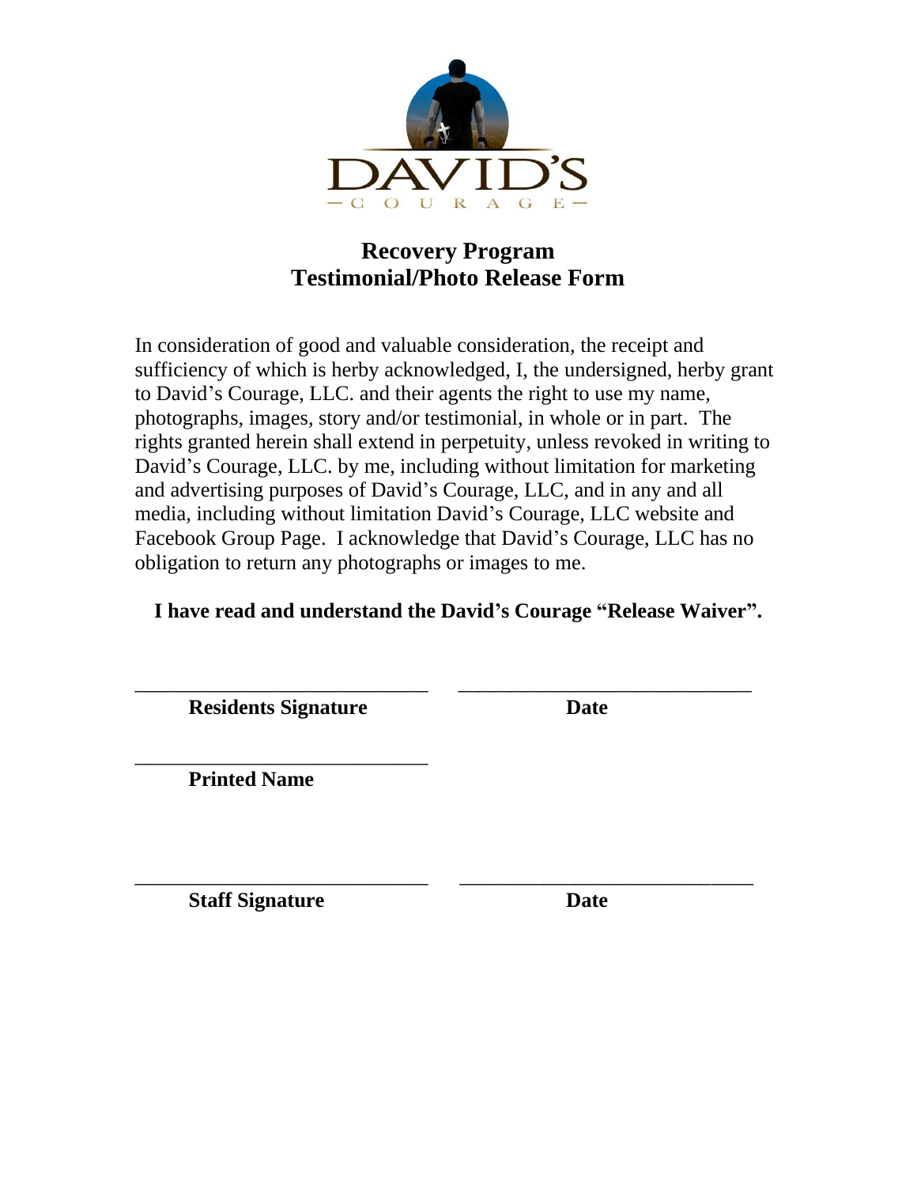DAVID'S

— C O U R A G E —

## Recovery Program
## Testimonial/Photo Release Form

In consideration of good and valuable consideration, the receipt and sufficiency of which is herby acknowledged, I, the undersigned, herby grant to David's Courage, LLC. and their agents the right to use my name, photographs, images, story and/or testimonial, in whole or in part. The rights granted herein shall extend in perpetuity, unless revoked in writing to David's Courage, LLC. by me, including without limitation for marketing and advertising purposes of David's Courage, LLC, and in any and all media, including without limitation David's Courage, LLC website and Facebook Group Page. I acknowledge that David's Courage, LLC has no obligation to return any photographs or images to me.

**I have read and understand the David's Courage "Release Waiver".**

_____________________________ _____________________________

**Residents Signature** **Date**

_____________________________

**Printed Name**

_____________________________ _____________________________

**Staff Signature** **Date**